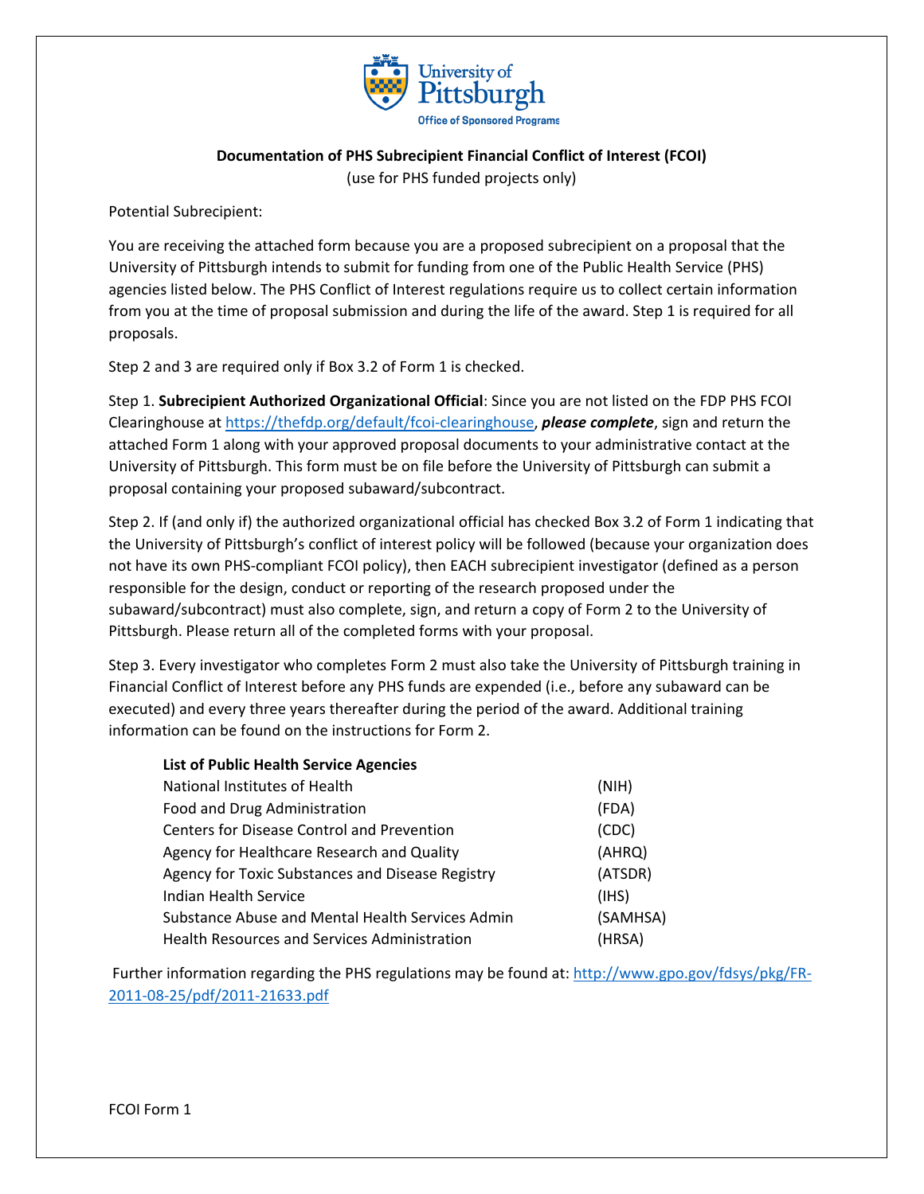University of Pittsburgh
Office of Sponsored Programs

**Documentation of PHS Subrecipient Financial Conflict of Interest (FCOI)**
(use for PHS funded projects only)

Potential Subrecipient:

You are receiving the attached form because you are a proposed subrecipient on a proposal that the University of Pittsburgh intends to submit for funding from one of the Public Health Service (PHS) agencies listed below. The PHS Conflict of Interest regulations require us to collect certain information from you at the time of proposal submission and during the life of the award. Step 1 is required for all proposals.

Step 2 and 3 are required only if Box 3.2 of Form 1 is checked.

Step 1. **Subrecipient Authorized Organizational Official**: Since you are not listed on the FDP PHS FCOI Clearinghouse at https://thefdp.org/default/fcoi-clearinghouse, ***please complete***, sign and return the attached Form 1 along with your approved proposal documents to your administrative contact at the University of Pittsburgh. This form must be on file before the University of Pittsburgh can submit a proposal containing your proposed subaward/subcontract.

Step 2. If (and only if) the authorized organizational official has checked Box 3.2 of Form 1 indicating that the University of Pittsburgh's conflict of interest policy will be followed (because your organization does not have its own PHS-compliant FCOI policy), then EACH subrecipient investigator (defined as a person responsible for the design, conduct or reporting of the research proposed under the subaward/subcontract) must also complete, sign, and return a copy of Form 2 to the University of Pittsburgh. Please return all of the completed forms with your proposal.

Step 3. Every investigator who completes Form 2 must also take the University of Pittsburgh training in Financial Conflict of Interest before any PHS funds are expended (i.e., before any subaward can be executed) and every three years thereafter during the period of the award. Additional training information can be found on the instructions for Form 2.

| **List of Public Health Service Agencies** | |
|---|---|
| National Institutes of Health | (NIH) |
| Food and Drug Administration | (FDA) |
| Centers for Disease Control and Prevention | (CDC) |
| Agency for Healthcare Research and Quality | (AHRQ) |
| Agency for Toxic Substances and Disease Registry | (ATSDR) |
| Indian Health Service | (IHS) |
| Substance Abuse and Mental Health Services Admin | (SAMHSA) |
| Health Resources and Services Administration | (HRSA) |

Further information regarding the PHS regulations may be found at: http://www.gpo.gov/fdsys/pkg/FR-2011-08-25/pdf/2011-21633.pdf

FCOI Form 1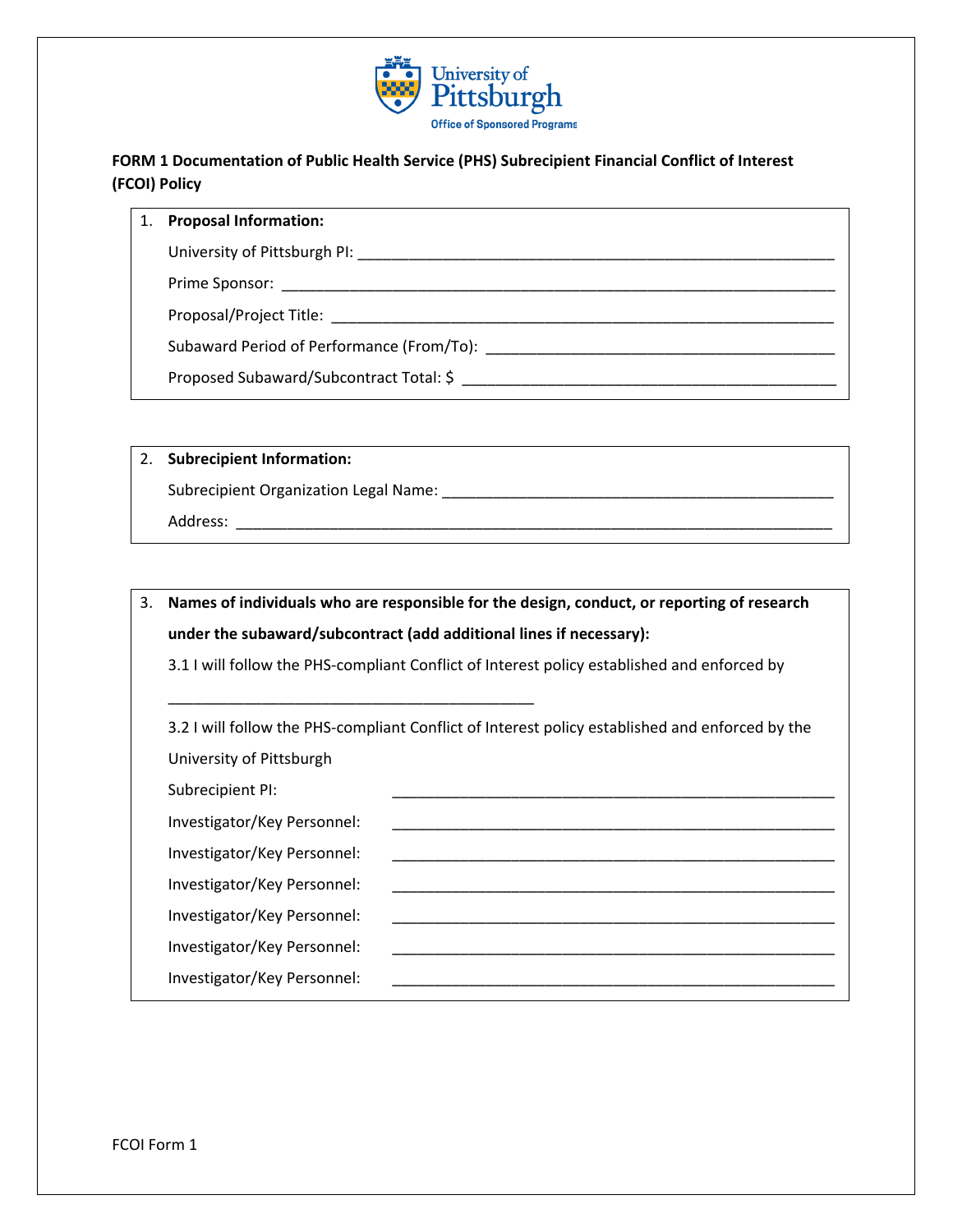University of Pittsburgh
Office of Sponsored Programs

**FORM 1 Documentation of Public Health Service (PHS) Subrecipient Financial Conflict of Interest (FCOI) Policy**

1. **Proposal Information:**

   University of Pittsburgh PI: ____________________________________________

   Prime Sponsor: ____________________________________________

   Proposal/Project Title: ____________________________________________

   Subaward Period of Performance (From/To): ____________________________________________

   Proposed Subaward/Subcontract Total: $ ____________________________________________

2. **Subrecipient Information:**

   Subrecipient Organization Legal Name: ____________________________________________

   Address: ____________________________________________

3. **Names of individuals who are responsible for the design, conduct, or reporting of research under the subaward/subcontract (add additional lines if necessary):**

   3.1 I will follow the PHS-compliant Conflict of Interest policy established and enforced by

   ____________________________________________

   3.2 I will follow the PHS-compliant Conflict of Interest policy established and enforced by the University of Pittsburgh

   Subrecipient PI: ____________________________________________

   Investigator/Key Personnel: ____________________________________________

   Investigator/Key Personnel: ____________________________________________

   Investigator/Key Personnel: ____________________________________________

   Investigator/Key Personnel: ____________________________________________

   Investigator/Key Personnel: ____________________________________________

   Investigator/Key Personnel: ____________________________________________

FCOI Form 1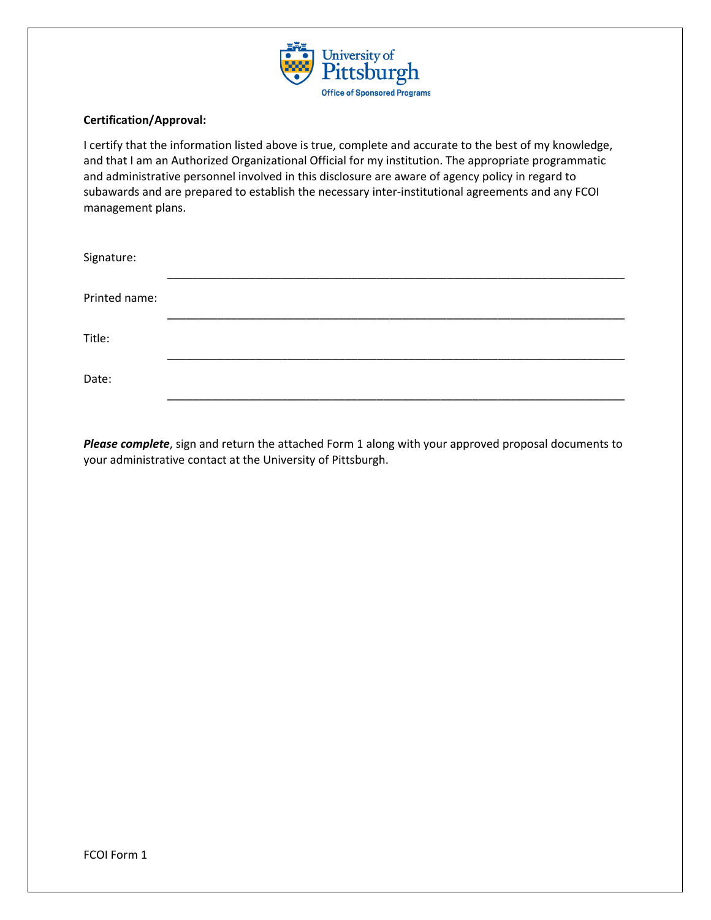University of Pittsburgh
Office of Sponsored Programs

**Certification/Approval:**

I certify that the information listed above is true, complete and accurate to the best of my knowledge, and that I am an Authorized Organizational Official for my institution. The appropriate programmatic and administrative personnel involved in this disclosure are aware of agency policy in regard to subawards and are prepared to establish the necessary inter-institutional agreements and any FCOI management plans.

Signature: ______________________________________________________________________

Printed name: ______________________________________________________________________

Title: ______________________________________________________________________

Date: ______________________________________________________________________

***Please complete***, sign and return the attached Form 1 along with your approved proposal documents to your administrative contact at the University of Pittsburgh.

FCOI Form 1